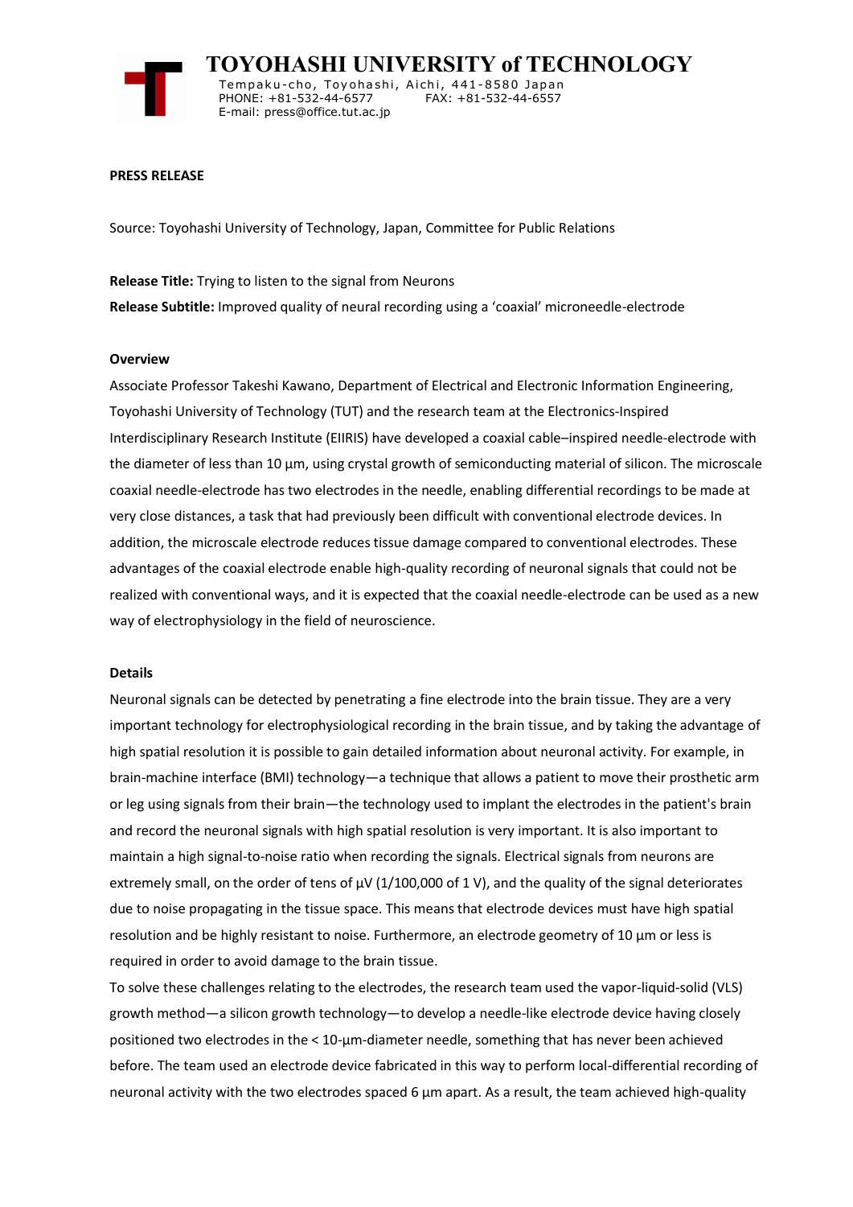# TOYOHASHI UNIVERSITY of TECHNOLOGY

Tempaku-cho, Toyohashi, Aichi, 441-8580 Japan
PHONE: +81-532-44-6577 FAX: +81-532-44-6557
E-mail: press@office.tut.ac.jp

**PRESS RELEASE**

Source: Toyohashi University of Technology, Japan, Committee for Public Relations

**Release Title:** Trying to listen to the signal from Neurons

**Release Subtitle:** Improved quality of neural recording using a 'coaxial' microneedle-electrode

**Overview**

Associate Professor Takeshi Kawano, Department of Electrical and Electronic Information Engineering, Toyohashi University of Technology (TUT) and the research team at the Electronics-Inspired Interdisciplinary Research Institute (EIIRIS) have developed a coaxial cable–inspired needle-electrode with the diameter of less than 10 µm, using crystal growth of semiconducting material of silicon. The microscale coaxial needle-electrode has two electrodes in the needle, enabling differential recordings to be made at very close distances, a task that had previously been difficult with conventional electrode devices. In addition, the microscale electrode reduces tissue damage compared to conventional electrodes. These advantages of the coaxial electrode enable high-quality recording of neuronal signals that could not be realized with conventional ways, and it is expected that the coaxial needle-electrode can be used as a new way of electrophysiology in the field of neuroscience.

**Details**

Neuronal signals can be detected by penetrating a fine electrode into the brain tissue. They are a very important technology for electrophysiological recording in the brain tissue, and by taking the advantage of high spatial resolution it is possible to gain detailed information about neuronal activity. For example, in brain-machine interface (BMI) technology—a technique that allows a patient to move their prosthetic arm or leg using signals from their brain—the technology used to implant the electrodes in the patient's brain and record the neuronal signals with high spatial resolution is very important. It is also important to maintain a high signal-to-noise ratio when recording the signals. Electrical signals from neurons are extremely small, on the order of tens of µV (1/100,000 of 1 V), and the quality of the signal deteriorates due to noise propagating in the tissue space. This means that electrode devices must have high spatial resolution and be highly resistant to noise. Furthermore, an electrode geometry of 10 µm or less is required in order to avoid damage to the brain tissue.

To solve these challenges relating to the electrodes, the research team used the vapor-liquid-solid (VLS) growth method—a silicon growth technology—to develop a needle-like electrode device having closely positioned two electrodes in the < 10-µm-diameter needle, something that has never been achieved before. The team used an electrode device fabricated in this way to perform local-differential recording of neuronal activity with the two electrodes spaced 6 µm apart. As a result, the team achieved high-quality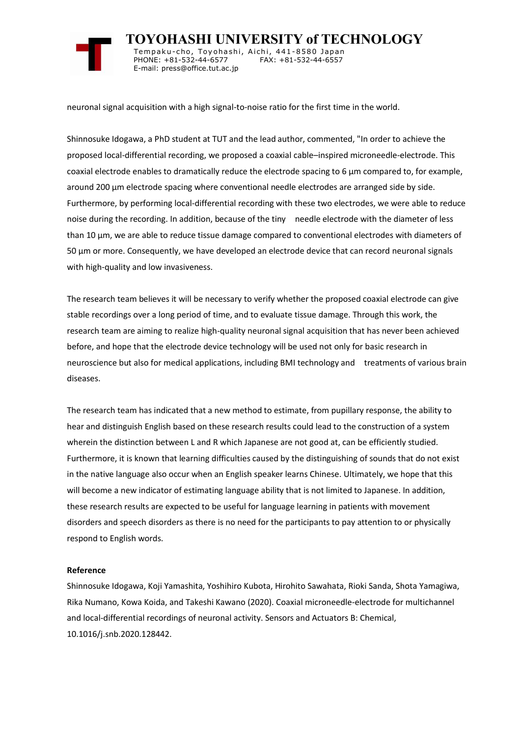neuronal signal acquisition with a high signal-to-noise ratio for the first time in the world.

Shinnosuke Idogawa, a PhD student at TUT and the lead author, commented, "In order to achieve the proposed local-differential recording, we proposed a coaxial cable–inspired microneedle-electrode. This coaxial electrode enables to dramatically reduce the electrode spacing to 6 µm compared to, for example, around 200 µm electrode spacing where conventional needle electrodes are arranged side by side. Furthermore, by performing local-differential recording with these two electrodes, we were able to reduce noise during the recording. In addition, because of the tiny needle electrode with the diameter of less than 10 µm, we are able to reduce tissue damage compared to conventional electrodes with diameters of 50 µm or more. Consequently, we have developed an electrode device that can record neuronal signals with high-quality and low invasiveness.

The research team believes it will be necessary to verify whether the proposed coaxial electrode can give stable recordings over a long period of time, and to evaluate tissue damage. Through this work, the research team are aiming to realize high-quality neuronal signal acquisition that has never been achieved before, and hope that the electrode device technology will be used not only for basic research in neuroscience but also for medical applications, including BMI technology and treatments of various brain diseases.

The research team has indicated that a new method to estimate, from pupillary response, the ability to hear and distinguish English based on these research results could lead to the construction of a system wherein the distinction between L and R which Japanese are not good at, can be efficiently studied. Furthermore, it is known that learning difficulties caused by the distinguishing of sounds that do not exist in the native language also occur when an English speaker learns Chinese. Ultimately, we hope that this will become a new indicator of estimating language ability that is not limited to Japanese. In addition, these research results are expected to be useful for language learning in patients with movement disorders and speech disorders as there is no need for the participants to pay attention to or physically respond to English words.

**Reference**

Shinnosuke Idogawa, Koji Yamashita, Yoshihiro Kubota, Hirohito Sawahata, Rioki Sanda, Shota Yamagiwa, Rika Numano, Kowa Koida, and Takeshi Kawano (2020). Coaxial microneedle-electrode for multichannel and local-differential recordings of neuronal activity. Sensors and Actuators B: Chemical, 10.1016/j.snb.2020.128442.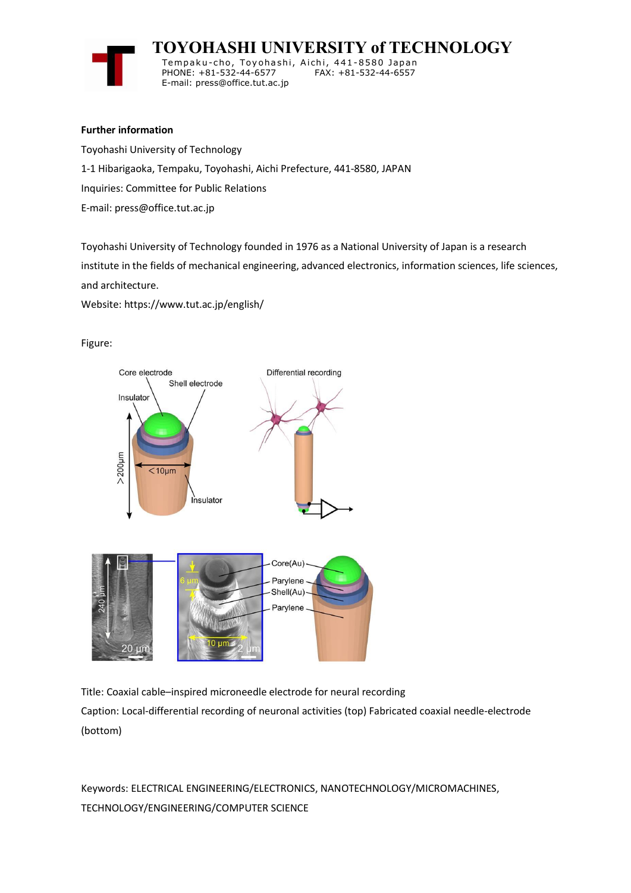**Further information**

Toyohashi University of Technology

1-1 Hibarigaoka, Tempaku, Toyohashi, Aichi Prefecture, 441-8580, JAPAN

Inquiries: Committee for Public Relations

E-mail: press@office.tut.ac.jp

Toyohashi University of Technology founded in 1976 as a National University of Japan is a research institute in the fields of mechanical engineering, advanced electronics, information sciences, life sciences, and architecture.

Website: https://www.tut.ac.jp/english/

Figure:

Core electrode
Shell electrode
Insulator
>200μm
<10μm
Insulator
Differential recording

240 μm
20 μm
6 μm
10 μm
2 μm
Core(Au)
Parylene
Shell(Au)
Parylene

Title: Coaxial cable–inspired microneedle electrode for neural recording

Caption: Local-differential recording of neuronal activities (top) Fabricated coaxial needle-electrode (bottom)

Keywords: ELECTRICAL ENGINEERING/ELECTRONICS, NANOTECHNOLOGY/MICROMACHINES, TECHNOLOGY/ENGINEERING/COMPUTER SCIENCE